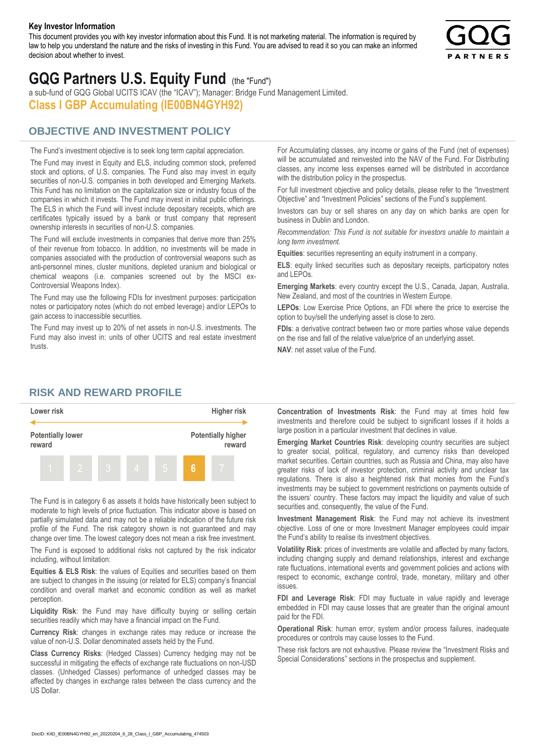**Key Investor Information**

This document provides you with key investor information about this Fund. It is not marketing material. The information is required by law to help you understand the nature and the risks of investing in this Fund. You are advised to read it so you can make an informed decision about whether to invest.

# GQG Partners U.S. Equity Fund (the "Fund")

a sub-fund of GQG Global UCITS ICAV (the "ICAV"); Manager: Bridge Fund Management Limited.

**Class I GBP Accumulating (IE00BN4GYH92)**

## OBJECTIVE AND INVESTMENT POLICY

The Fund's investment objective is to seek long term capital appreciation.

The Fund may invest in Equity and ELS, including common stock, preferred stock and options, of U.S. companies. The Fund also may invest in equity securities of non-U.S. companies in both developed and Emerging Markets. This Fund has no limitation on the capitalization size or industry focus of the companies in which it invests. The Fund may invest in initial public offerings. The ELS in which the Fund will invest include depositary receipts, which are certificates typically issued by a bank or trust company that represent ownership interests in securities of non-U.S. companies.

The Fund will exclude investments in companies that derive more than 25% of their revenue from tobacco. In addition, no investments will be made in companies associated with the production of controversial weapons such as anti-personnel mines, cluster munitions, depleted uranium and biological or chemical weapons (i.e. companies screened out by the MSCI ex-Controversial Weapons Index).

The Fund may use the following FDIs for investment purposes: participation notes or participatory notes (which do not embed leverage) and/or LEPOs to gain access to inaccessible securities.

The Fund may invest up to 20% of net assets in non-U.S. investments. The Fund may also invest in: units of other UCITS and real estate investment trusts.

For Accumulating classes, any income or gains of the Fund (net of expenses) will be accumulated and reinvested into the NAV of the Fund. For Distributing classes, any income less expenses earned will be distributed in accordance with the distribution policy in the prospectus.

For full investment objective and policy details, please refer to the "Investment Objective" and "Investment Policies" sections of the Fund's supplement.

Investors can buy or sell shares on any day on which banks are open for business in Dublin and London.

*Recommendation: This Fund is not suitable for investors unable to maintain a long term investment.*

**Equities**: securities representing an equity instrument in a company.

**ELS**: equity linked securities such as depositary receipts, participatory notes and LEPOs.

**Emerging Markets**: every country except the U.S., Canada, Japan, Australia, New Zealand, and most of the countries in Western Europe.

**LEPOs**: Low Exercise Price Options, an FDI where the price to exercise the option to buy/sell the underlying asset is close to zero.

**FDIs**: a derivative contract between two or more parties whose value depends on the rise and fall of the relative value/price of an underlying asset.

**NAV**: net asset value of the Fund.

## RISK AND REWARD PROFILE

| Lower risk | | | | | | Higher risk |
|---|---|---|---|---|---|---|
| Potentially lower reward | | | | | | Potentially higher reward |
| 1 | 2 | 3 | 4 | 5 | **6** | 7 |

The Fund is in category 6 as assets it holds have historically been subject to moderate to high levels of price fluctuation. This indicator above is based on partially simulated data and may not be a reliable indication of the future risk profile of the Fund. The risk category shown is not guaranteed and may change over time. The lowest category does not mean a risk free investment.

The Fund is exposed to additional risks not captured by the risk indicator including, without limitation:

**Equities & ELS Risk**: the values of Equities and securities based on them are subject to changes in the issuing (or related for ELS) company's financial condition and overall market and economic condition as well as market perception.

**Liquidity Risk**: the Fund may have difficulty buying or selling certain securities readily which may have a financial impact on the Fund.

**Currency Risk**: changes in exchange rates may reduce or increase the value of non-U.S. Dollar denominated assets held by the Fund.

**Class Currency Risks**: (Hedged Classes) Currency hedging may not be successful in mitigating the effects of exchange rate fluctuations on non-USD classes. (Unhedged Classes) performance of unhedged classes may be affected by changes in exchange rates between the class currency and the US Dollar.

**Concentration of Investments Risk**: the Fund may at times hold few investments and therefore could be subject to significant losses if it holds a large position in a particular investment that declines in value.

**Emerging Market Countries Risk**: developing country securities are subject to greater social, political, regulatory, and currency risks than developed market securities. Certain countries, such as Russia and China, may also have greater risks of lack of investor protection, criminal activity and unclear tax regulations. There is also a heightened risk that monies from the Fund's investments may be subject to government restrictions on payments outside of the issuers' country. These factors may impact the liquidity and value of such securities and, consequently, the value of the Fund.

**Investment Management Risk**: the Fund may not achieve its investment objective. Loss of one or more Investment Manager employees could impair the Fund's ability to realise its investment objectives.

**Volatility Risk**: prices of investments are volatile and affected by many factors, including changing supply and demand relationships, interest and exchange rate fluctuations, international events and government policies and actions with respect to economic, exchange control, trade, monetary, military and other issues.

**FDI and Leverage Risk**: FDI may fluctuate in value rapidly and leverage embedded in FDI may cause losses that are greater than the original amount paid for the FDI.

**Operational Risk**: human error, system and/or process failures, inadequate procedures or controls may cause losses to the Fund.

These risk factors are not exhaustive. Please review the "Investment Risks and Special Considerations" sections in the prospectus and supplement.

DocID: KIID_IE00BN4GYH92_en_20220204_6_28_Class_I_GBP_Accumulating_474503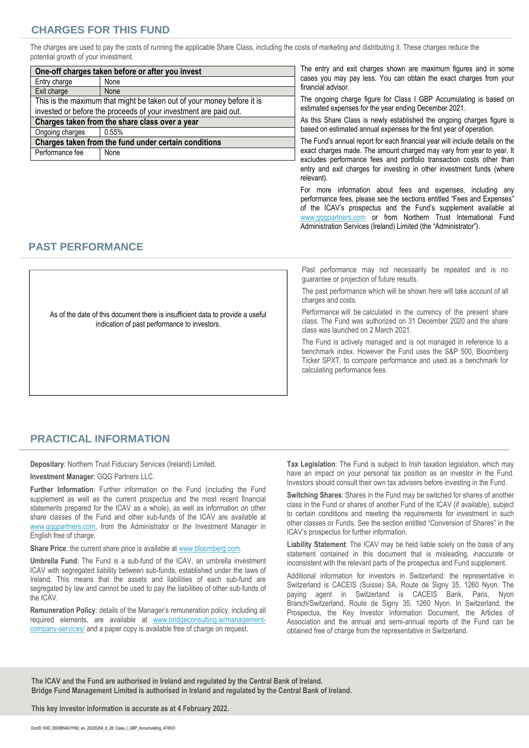## CHARGES FOR THIS FUND

The charges are used to pay the costs of running the applicable Share Class, including the costs of marketing and distributing it. These charges reduce the potential growth of your investment.

| One-off charges taken before or after you invest | |
|---|---|
| Entry charge | None |
| Exit charge | None |
| This is the maximum that might be taken out of your money before it is invested or before the proceeds of your investment are paid out. | |
| **Charges taken from the share class over a year** | |
| Ongoing charges | 0.55% |
| **Charges taken from the fund under certain conditions** | |
| Performance fee | None |

The entry and exit charges shown are maximum figures and in some cases you may pay less. You can obtain the exact charges from your financial advisor.

The ongoing charge figure for Class I GBP Accumulating is based on estimated expenses for the year ending December 2021.

As this Share Class is newly established the ongoing charges figure is based on estimated annual expenses for the first year of operation.

The Fund's annual report for each financial year will include details on the exact charges made. The amount charged may vary from year to year. It excludes performance fees and portfolio transaction costs other than entry and exit charges for investing in other investment funds (where relevant).

For more information about fees and expenses, including any performance fees, please see the sections entitled "Fees and Expenses" of the ICAV's prospectus and the Fund's supplement available at www.gqgpartners.com or from Northern Trust International Fund Administration Services (Ireland) Limited (the "Administrator").

## PAST PERFORMANCE

As of the date of this document there is insufficient data to provide a useful indication of past performance to investors.

Past performance may not necessarily be repeated and is no guarantee or projection of future results.

The past performance which will be shown here will take account of all charges and costs.

Performance will be calculated in the currency of the present share class. The Fund was authorized on 31 December 2020 and the share class was launched on 2 March 2021.

The Fund is actively managed and is not managed in reference to a benchmark index. However the Fund uses the S&P 500, Bloomberg Ticker SPXT, to compare performance and used as a benchmark for calculating performance fees.

## PRACTICAL INFORMATION

**Depositary**: Northern Trust Fiduciary Services (Ireland) Limited.

**Investment Manager**: GQG Partners LLC.

**Further Information**: Further information on the Fund (including the Fund supplement as well as the current prospectus and the most recent financial statements prepared for the ICAV as a whole), as well as information on other share classes of the Fund and other sub-funds of the ICAV are available at www.gqgpartners.com, from the Administrator or the Investment Manager in English free of charge.

**Share Price**: the current share price is available at www.bloomberg.com.

**Umbrella Fund**: The Fund is a sub-fund of the ICAV, an umbrella investment ICAV with segregated liability between sub-funds, established under the laws of Ireland. This means that the assets and liabilities of each sub-fund are segregated by law and cannot be used to pay the liabilities of other sub-funds of the ICAV.

**Remuneration Policy**: details of the Manager's remuneration policy, including all required elements, are available at www.bridgeconsulting.ie/management-company-services/ and a paper copy is available free of charge on request.

**Tax Legislation**: The Fund is subject to Irish taxation legislation, which may have an impact on your personal tax position as an investor in the Fund. Investors should consult their own tax advisers before investing in the Fund.

**Switching Shares**: Shares in the Fund may be switched for shares of another class in the Fund or shares of another Fund of the ICAV (if available), subject to certain conditions and meeting the requirements for investment in such other classes or Funds. See the section entitled "Conversion of Shares" in the ICAV's prospectus for further information.

**Liability Statement**: The ICAV may be held liable solely on the basis of any statement contained in this document that is misleading, inaccurate or inconsistent with the relevant parts of the prospectus and Fund supplement.

Additional information for investors in Switzerland: the representative in Switzerland is CACEIS (Suisse) SA, Route de Signy 35, 1260 Nyon. The paying agent in Switzerland is CACEIS Bank, Paris, Nyon Branch/Switzerland, Route de Signy 35, 1260 Nyon. In Switzerland, the Prospectus, the Key Investor Information Document, the Articles of Association and the annual and semi-annual reports of the Fund can be obtained free of charge from the representative in Switzerland.

**The ICAV and the Fund are authorised in Ireland and regulated by the Central Bank of Ireland.**
**Bridge Fund Management Limited is authorised in Ireland and regulated by the Central Bank of Ireland.**

**This key investor information is accurate as at 4 February 2022.**

DocID: KIID_IE00BN4GYH92_en_20220204_6_28_Class_I_GBP_Accumulating_474503